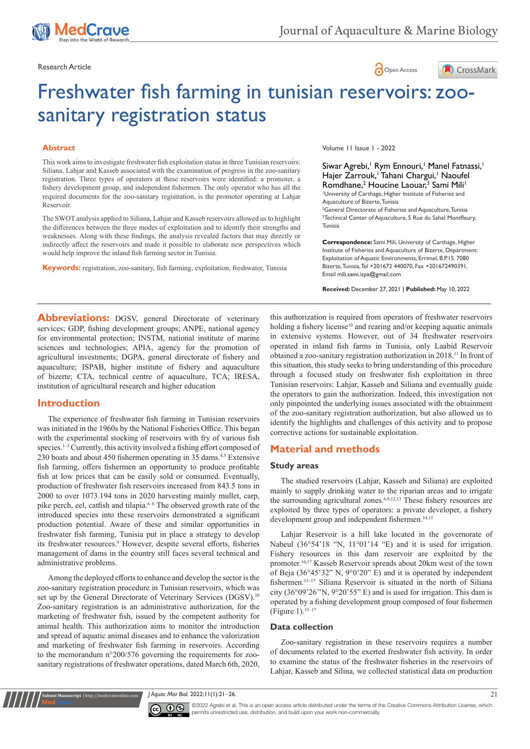Research Article

Open Access

# Freshwater fish farming in tunisian reservoirs: zoo-sanitary registration status

Volume 11 Issue 1 - 2022

Siwar Agrebi,[1] Rym Ennouri,[1] Manel Fatnassi,[1] Hajer Zarrouk,[1] Tahani Chargui,[1] Naoufel Romdhane,[2] Houcine Laouar,[3] Sami Mili[1]

[1]University of Carthage, Higher Institute of Fisheries and Aquaculture of Bizerte, Tunisia
[2]General Directorate of Fisheries and Aquaculture, Tunisia
[3]Technical Center of Aquaculture, 5 Rue du Sahel Montfleury, Tunisia

**Correspondence:** Sami Mili, University of Carthage, Higher Institute of Fisheries and Aquaculture of Bizerte, Department: Exploitation of Aquatic Environments, Errimel, B.P.15. 7080 Bizerte, Tunisia, Tel +201672 440070, Fax +201672490391, Email mili.sami.ispa@gmail.com

**Received:** December 27, 2021 | **Published:** May 10, 2022

## Abstract

This work aims to investigate freshwater fish exploitation status in three Tunisian reservoirs: Siliana, Lahjar and Kasseb associated with the examination of progress in the zoo-sanitary registration. Three types of operators at these reservoirs were identified: a promoter, a fishery development group, and independent fishermen. The only operator who has all the required documents for the zoo-sanitary registration, is the promoter operating at Lahjar Reservoir.

The SWOT analysis applied to Siliana, Lahjar and Kasseb reservoirs allowed us to highlight the differences between the three modes of exploitation and to identify their strengths and weaknesses. Along with these findings, the analysis revealed factors that may directly or indirectly affect the reservoirs and made it possible to elaborate new perspectives which would help improve the inland fish farming sector in Tunisia.

**Keywords:** registration, zoo-sanitary, fish farming, exploitation, freshwater, Tunisia

**Abbreviations:** DGSV, general Directorate of veterinary services; GDP, fishing development groups; ANPE, national agency for environmental protection; INSTM, national institute of marine sciences and technologies; APIA, agency for the promotion of agricultural investments; DGPA, general directorate of fishery and aquaculture; ISPAB, higher institute of fishery and aquaculture of bizerte; CTA, technical centre of aquaculture, TCA; IRESA, institution of agricultural research and higher education

## Introduction

The experience of freshwater fish farming in Tunisian reservoirs was initiated in the 1960s by the National Fisheries Office. This began with the experimental stocking of reservoirs with fry of various fish species.[1–3] Currently, this activity involved a fishing effort composed of 230 boats and about 450 fishermen operating in 35 dams.[4,5] Extensive fish farming, offers fishermen an opportunity to produce profitable fish at low prices that can be easily sold or consumed. Eventually, production of freshwater fish reservoirs increased from 843.5 tons in 2000 to over 1073.194 tons in 2020 harvesting mainly mullet, carp, pike perch, eel, catfish and tilapia.[6–8] The observed growth rate of the introduced species into these reservoirs demonstrated a significant production potential. Aware of these and similar opportunities in freshwater fish farming, Tunisia put in place a strategy to develop its freshwater resources.[9] However, despite several efforts, fisheries management of dams in the country still faces several technical and administrative problems.

Among the deployed efforts to enhance and develop the sector is the zoo-sanitary registration procedure in Tunisian reservoirs, which was set up by the General Directorate of Veterinary Services (DGSV).[10] Zoo-sanitary registration is an administrative authorization, for the marketing of freshwater fish, issued by the competent authority for animal health. This authorization aims to monitor the introduction and spread of aquatic animal diseases and to enhance the valorization and marketing of freshwater fish farming in reservoirs. According to the memorandum n°200/576 governing the requirements for zoo-sanitary registrations of freshwater operations, dated March 6th, 2020, this authorization is required from operators of freshwater reservoirs holding a fishery license[10] and rearing and/or keeping aquatic animals in extensive systems. However, out of 34 freshwater reservoirs operated in inland fish farms in Tunisia, only Laabid Reservoir obtained a zoo-sanitary registration authorization in 2018.[11] In front of this situation, this study seeks to bring understanding of this procedure through a focused study on freshwater fish exploitation in three Tunisian reservoirs: Lahjar, Kasseb and Siliana and eventually guide the operators to gain the authorization. Indeed, this investigation not only pinpointed the underlying issues associated with the obtainment of the zoo-sanitary registration authorization, but also allowed us to identify the highlights and challenges of this activity and to propose corrective actions for sustainable exploitation.

## Material and methods

### Study areas

The studied reservoirs (Lahjar, Kasseb and Siliana) are exploited mainly to supply drinking water to the riparian areas and to irrigate the surrounding agricultural zones.[6,9,12,13] These fishery resources are exploited by three types of operators: a private developer, a fishery development group and independent fishermen.[14,15]

Lahjar Reservoir is a hill lake located in the governorate of Nabeul (36°54'18 "N, 11°01'14 "E) and it is used for irrigation. Fishery resources in this dam reservoir are exploited by the promoter.[16,17] Kasseb Reservoir spreads about 20km west of the town of Beja (36°45'32" N, 9°0'20" E) and it is operated by independent fishermen.[15–17] Siliana Reservoir is situated in the north of Siliana city (36°09'26"N, 9°20'55" E) and is used for irrigation. This dam is operated by a fishing development group composed of four fishermen (Figure 1).[15–17]

### Data collection

Zoo-sanitary registration in these reservoirs requires a number of documents related to the exerted freshwater fish activity. In order to examine the status of the freshwater fisheries in the reservoirs of Lahjar, Kasseb and Silina, we collected statistical data on production

©2022 Agrebi et al. This is an open access article distributed under the terms of the Creative Commons Attribution License, which permits unrestricted use, distribution, and build upon your work non-commercially.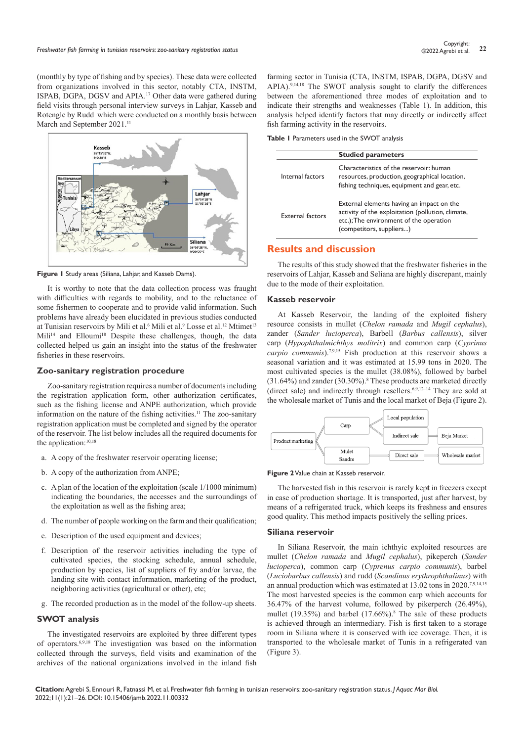(monthly by type of fishing and by species). These data were collected from organizations involved in this sector, notably CTA, INSTM, ISPAB, DGPA, DGSV and APIA.[17] Other data were gathered during field visits through personal interview surveys in Lahjar, Kasseb and Rotengle by Rudd which were conducted on a monthly basis between March and September 2021.[11]

Figure 1 Study areas (Siliana, Lahjar, and Kasseb Dams).

It is worthy to note that the data collection process was fraught with difficulties with regards to mobility, and to the reluctance of some fishermen to cooperate and to provide valid information. Such problems have already been elucidated in previous studies conducted at Tunisian reservoirs by Mili et al.[6] Mili et al.[9] Losse et al.[12] Mtimet[13] Mili[14] and Elloumi[18] Despite these challenges, though, the data collected helped us gain an insight into the status of the freshwater fisheries in these reservoirs.

### Zoo-sanitary registration procedure

Zoo-sanitary registration requires a number of documents including the registration application form, other authorization certificates, such as the fishing license and ANPE authorization, which provide information on the nature of the fishing activities.[11] The zoo-sanitary registration application must be completed and signed by the operator of the reservoir. The list below includes all the required documents for the application:[10,18]

a. A copy of the freshwater reservoir operating license;

b. A copy of the authorization from ANPE;

c. A plan of the location of the exploitation (scale 1/1000 minimum) indicating the boundaries, the accesses and the surroundings of the exploitation as well as the fishing area;

d. The number of people working on the farm and their qualification;

e. Description of the used equipment and devices;

f. Description of the reservoir activities including the type of cultivated species, the stocking schedule, annual schedule, production by species, list of suppliers of fry and/or larvae, the landing site with contact information, marketing of the product, neighboring activities (agricultural or other), etc;

g. The recorded production as in the model of the follow-up sheets.

### SWOT analysis

The investigated reservoirs are exploited by three different types of operators.[6,9,18] The investigation was based on the information collected through the surveys, field visits and examination of the archives of the national organizations involved in the inland fish farming sector in Tunisia (CTA, INSTM, ISPAB, DGPA, DGSV and APIA).[9,14,18] The SWOT analysis sought to clarify the differences between the aforementioned three modes of exploitation and to indicate their strengths and weaknesses (Table 1). In addition, this analysis helped identify factors that may directly or indirectly affect fish farming activity in the reservoirs.

**Table 1** Parameters used in the SWOT analysis

| | Studied parameters |
|---|---|
| Internal factors | Characteristics of the reservoir: human resources, production, geographical location, fishing techniques, equipment and gear, etc. |
| External factors | External elements having an impact on the activity of the exploitation (pollution, climate, etc.); The environment of the operation (competitors, suppliers...) |

## Results and discussion

The results of this study showed that the freshwater fisheries in the reservoirs of Lahjar, Kasseb and Seliana are highly discrepant, mainly due to the mode of their exploitation.

### Kasseb reservoir

At Kasseb Reservoir, the landing of the exploited fishery resource consists in mullet (*Chelon ramada* and *Mugil cephalus*), zander (*Sander lucioperca*), Barbell (*Barbus callensis*), silver carp (*Hypophthalmichthys molitrix*) and common carp (*Cyprinus carpio communis*).[7,9,15] Fish production at this reservoir shows a seasonal variation and it was estimated at 15.99 tons in 2020. The most cultivated species is the mullet (38.08%), followed by barbel (31.64%) and zander (30.30%).[8] These products are marketed directly (direct sale) and indirectly through resellers.[6,9,12–14] They are sold at the wholesale market of Tunis and the local market of Beja (Figure 2).

Figure 2 Value chain at Kasseb reservoir.

The harvested fish in this reservoir is rarely kept in freezers except in case of production shortage. It is transported, just after harvest, by means of a refrigerated truck, which keeps its freshness and ensures good quality. This method impacts positively the selling prices.

### Siliana reservoir

In Siliana Reservoir, the main ichthyic exploited resources are mullet (*Chelon ramada* and *Mugil cephalus*), pikeperch (*Sander lucioperca*), common carp (*Cyprenus carpio communis*), barbel (*Luciobarbus callensis*) and rudd (*Scandinus erythrophthalinus*) with an annual production which was estimated at 13.02 tons in 2020.[7,9,14,15] The most harvested species is the common carp which accounts for 36.47% of the harvest volume, followed by pikerperch (26.49%), mullet (19.35%) and barbel (17.66%).[8] The sale of these products is achieved through an intermediary. Fish is first taken to a storage room in Siliana where it is conserved with ice coverage. Then, it is transported to the wholesale market of Tunis in a refrigerated van (Figure 3).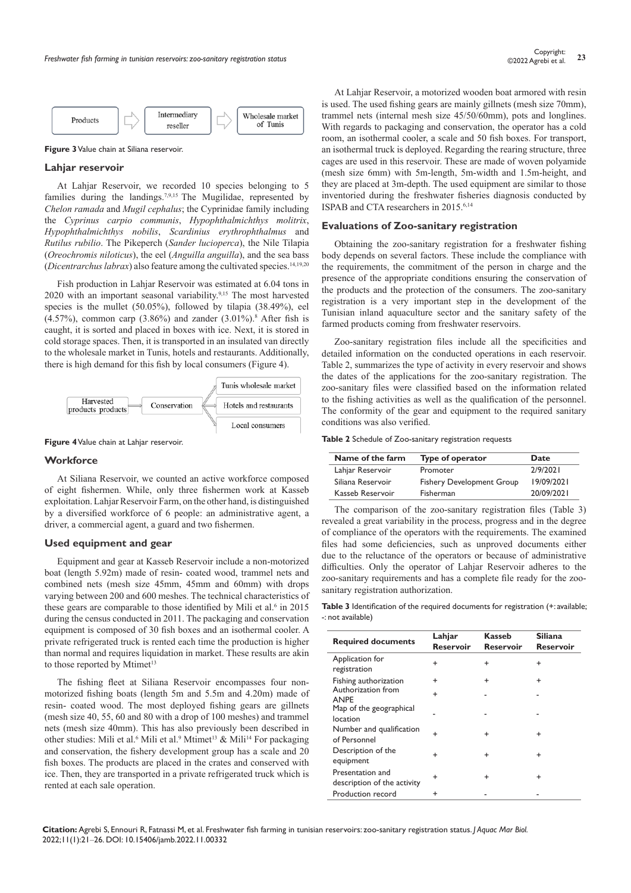Figure 3 Value chain at Siliana reservoir.

### Lahjar reservoir

At Lahjar Reservoir, we recorded 10 species belonging to 5 families during the landings.[7,9,15] The Mugilidae, represented by *Chelon ramada* and *Mugil cephalus*; the Cyprinidae family including the *Cyprinus carpio communis*, *Hypophthalmichthys molitrix*, *Hypophthalmichthys nobilis*, *Scardinius erythrophthalmus* and *Rutilus rubilio*. The Pikeperch (*Sander lucioperca*), the Nile Tilapia (*Oreochromis niloticus*), the eel (*Anguilla anguilla*), and the sea bass (*Dicentrarchus labrax*) also feature among the cultivated species.[14,19,20]

Fish production in Lahjar Reservoir was estimated at 6.04 tons in 2020 with an important seasonal variability.[9,15] The most harvested species is the mullet (50.05%), followed by tilapia (38.49%), eel (4.57%), common carp (3.86%) and zander (3.01%).[8] After fish is caught, it is sorted and placed in boxes with ice. Next, it is stored in cold storage spaces. Then, it is transported in an insulated van directly to the wholesale market in Tunis, hotels and restaurants. Additionally, there is high demand for this fish by local consumers (Figure 4).

Figure 4 Value chain at Lahjar reservoir.

### Workforce

At Siliana Reservoir, we counted an active workforce composed of eight fishermen. While, only three fishermen work at Kasseb exploitation. Lahjar Reservoir Farm, on the other hand, is distinguished by a diversified workforce of 6 people: an administrative agent, a driver, a commercial agent, a guard and two fishermen.

### Used equipment and gear

Equipment and gear at Kasseb Reservoir include a non-motorized boat (length 5.92m) made of resin- coated wood, trammel nets and combined nets (mesh size 45mm, 45mm and 60mm) with drops varying between 200 and 600 meshes. The technical characteristics of these gears are comparable to those identified by Mili et al.[6] in 2015 during the census conducted in 2011. The packaging and conservation equipment is composed of 30 fish boxes and an isothermal cooler. A private refrigerated truck is rented each time the production is higher than normal and requires liquidation in market. These results are akin to those reported by Mtimet[13]

The fishing fleet at Siliana Reservoir encompasses four non-motorized fishing boats (length 5m and 5.5m and 4.20m) made of resin- coated wood. The most deployed fishing gears are gillnets (mesh size 40, 55, 60 and 80 with a drop of 100 meshes) and trammel nets (mesh size 40mm). This has also previously been described in other studies: Mili et al.[6] Mili et al.[9] Mtimet[13] & Mili[14] For packaging and conservation, the fishery development group has a scale and 20 fish boxes. The products are placed in the crates and conserved with ice. Then, they are transported in a private refrigerated truck which is rented at each sale operation.

At Lahjar Reservoir, a motorized wooden boat armored with resin is used. The used fishing gears are mainly gillnets (mesh size 70mm), trammel nets (internal mesh size 45/50/60mm), pots and longlines. With regards to packaging and conservation, the operator has a cold room, an isothermal cooler, a scale and 50 fish boxes. For transport, an isothermal truck is deployed. Regarding the rearing structure, three cages are used in this reservoir. These are made of woven polyamide (mesh size 6mm) with 5m-length, 5m-width and 1.5m-height, and they are placed at 3m-depth. The used equipment are similar to those inventoried during the freshwater fisheries diagnosis conducted by ISPAB and CTA researchers in 2015.[6,14]

### Evaluations of Zoo-sanitary registration

Obtaining the zoo-sanitary registration for a freshwater fishing body depends on several factors. These include the compliance with the requirements, the commitment of the person in charge and the presence of the appropriate conditions ensuring the conservation of the products and the protection of the consumers. The zoo-sanitary registration is a very important step in the development of the Tunisian inland aquaculture sector and the sanitary safety of the farmed products coming from freshwater reservoirs.

Zoo-sanitary registration files include all the specificities and detailed information on the conducted operations in each reservoir. Table 2, summarizes the type of activity in every reservoir and shows the dates of the applications for the zoo-sanitary registration. The zoo-sanitary files were classified based on the information related to the fishing activities as well as the qualification of the personnel. The conformity of the gear and equipment to the required sanitary conditions was also verified.

Table 2 Schedule of Zoo-sanitary registration requests

| Name of the farm | Type of operator | Date |
|---|---|---|
| Lahjar Reservoir | Promoter | 2/9/2021 |
| Siliana Reservoir | Fishery Development Group | 19/09/2021 |
| Kasseb Reservoir | Fisherman | 20/09/2021 |

The comparison of the zoo-sanitary registration files (Table 3) revealed a great variability in the process, progress and in the degree of compliance of the operators with the requirements. The examined files had some deficiencies, such as unproved documents either due to the reluctance of the operators or because of administrative difficulties. Only the operator of Lahjar Reservoir adheres to the zoo-sanitary requirements and has a complete file ready for the zoo-sanitary registration authorization.

Table 3 Identification of the required documents for registration (+: available; -: not available)

| Required documents | Lahjar Reservoir | Kasseb Reservoir | Siliana Reservoir |
|---|---|---|---|
| Application for registration | + | + | + |
| Fishing authorization | + | + | + |
| Authorization from ANPE | + | - | - |
| Map of the geographical location | - | - | - |
| Number and qualification of Personnel | + | + | + |
| Description of the equipment | + | + | + |
| Presentation and description of the activity | + | + | + |
| Production record | + | - | - |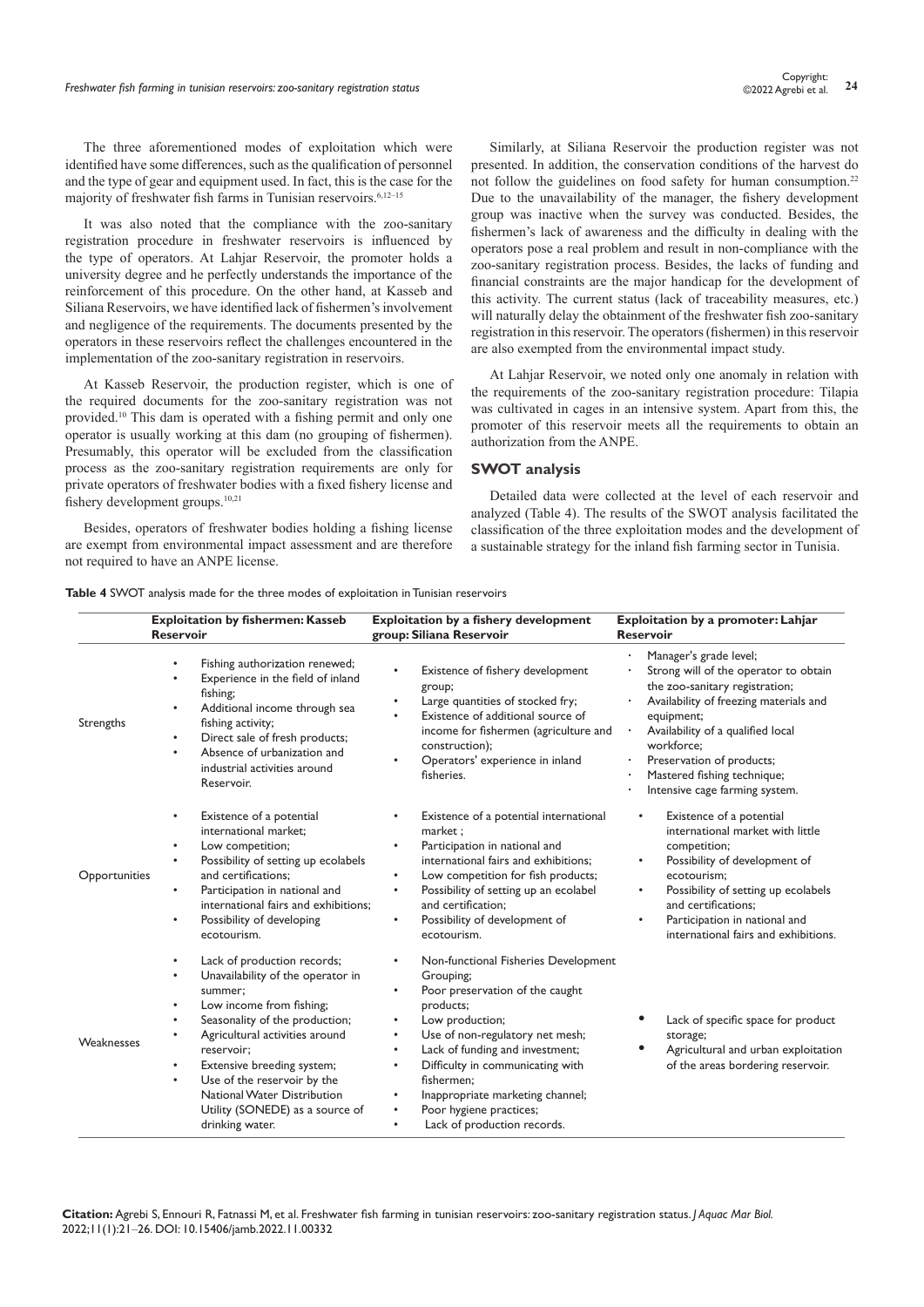The three aforementioned modes of exploitation which were identified have some differences, such as the qualification of personnel and the type of gear and equipment used. In fact, this is the case for the majority of freshwater fish farms in Tunisian reservoirs.[6,12–15]

It was also noted that the compliance with the zoo-sanitary registration procedure in freshwater reservoirs is influenced by the type of operators. At Lahjar Reservoir, the promoter holds a university degree and he perfectly understands the importance of the reinforcement of this procedure. On the other hand, at Kasseb and Siliana Reservoirs, we have identified lack of fishermen's involvement and negligence of the requirements. The documents presented by the operators in these reservoirs reflect the challenges encountered in the implementation of the zoo-sanitary registration in reservoirs.

At Kasseb Reservoir, the production register, which is one of the required documents for the zoo-sanitary registration was not provided.[10] This dam is operated with a fishing permit and only one operator is usually working at this dam (no grouping of fishermen). Presumably, this operator will be excluded from the classification process as the zoo-sanitary registration requirements are only for private operators of freshwater bodies with a fixed fishery license and fishery development groups.[10,21]

Besides, operators of freshwater bodies holding a fishing license are exempt from environmental impact assessment and are therefore not required to have an ANPE license.

Similarly, at Siliana Reservoir the production register was not presented. In addition, the conservation conditions of the harvest do not follow the guidelines on food safety for human consumption.[22] Due to the unavailability of the manager, the fishery development group was inactive when the survey was conducted. Besides, the fishermen's lack of awareness and the difficulty in dealing with the operators pose a real problem and result in non-compliance with the zoo-sanitary registration process. Besides, the lacks of funding and financial constraints are the major handicap for the development of this activity. The current status (lack of traceability measures, etc.) will naturally delay the obtainment of the freshwater fish zoo-sanitary registration in this reservoir. The operators (fishermen) in this reservoir are also exempted from the environmental impact study.

At Lahjar Reservoir, we noted only one anomaly in relation with the requirements of the zoo-sanitary registration procedure: Tilapia was cultivated in cages in an intensive system. Apart from this, the promoter of this reservoir meets all the requirements to obtain an authorization from the ANPE.

## SWOT analysis

Detailed data were collected at the level of each reservoir and analyzed (Table 4). The results of the SWOT analysis facilitated the classification of the three exploitation modes and the development of a sustainable strategy for the inland fish farming sector in Tunisia.

**Table 4** SWOT analysis made for the three modes of exploitation in Tunisian reservoirs

| | **Exploitation by fishermen: Kasseb Reservoir** | **Exploitation by a fishery development group: Siliana Reservoir** | **Exploitation by a promoter: Lahjar Reservoir** |
|---|---|---|---|
| Strengths | • Fishing authorization renewed;<br>• Experience in the field of inland fishing;<br>• Additional income through sea fishing activity;<br>• Direct sale of fresh products;<br>• Absence of urbanization and industrial activities around Reservoir. | • Existence of fishery development group;<br>• Large quantities of stocked fry;<br>• Existence of additional source of income for fishermen (agriculture and construction);<br>• Operators' experience in inland fisheries. | • Manager's grade level;<br>• Strong will of the operator to obtain the zoo-sanitary registration;<br>• Availability of freezing materials and equipment;<br>• Availability of a qualified local workforce;<br>• Preservation of products;<br>• Mastered fishing technique;<br>• Intensive cage farming system. |
| Opportunities | • Existence of a potential international market;<br>• Low competition;<br>• Possibility of setting up ecolabels and certifications;<br>• Participation in national and international fairs and exhibitions;<br>• Possibility of developing ecotourism. | • Existence of a potential international market ;<br>• Participation in national and international fairs and exhibitions;<br>• Low competition for fish products;<br>• Possibility of setting up an ecolabel and certification;<br>• Possibility of development of ecotourism. | • Existence of a potential international market with little competition;<br>• Possibility of development of ecotourism;<br>• Possibility of setting up ecolabels and certifications;<br>• Participation in national and international fairs and exhibitions. |
| Weaknesses | • Lack of production records;<br>• Unavailability of the operator in summer;<br>• Low income from fishing;<br>• Seasonality of the production;<br>• Agricultural activities around reservoir;<br>• Extensive breeding system;<br>• Use of the reservoir by the National Water Distribution Utility (SONEDE) as a source of drinking water. | • Non-functional Fisheries Development Grouping;<br>• Poor preservation of the caught products;<br>• Low production;<br>• Use of non-regulatory net mesh;<br>• Lack of funding and investment;<br>• Difficulty in communicating with fishermen;<br>• Inappropriate marketing channel;<br>• Poor hygiene practices;<br>• Lack of production records. | • Lack of specific space for product storage;<br>• Agricultural and urban exploitation of the areas bordering reservoir. |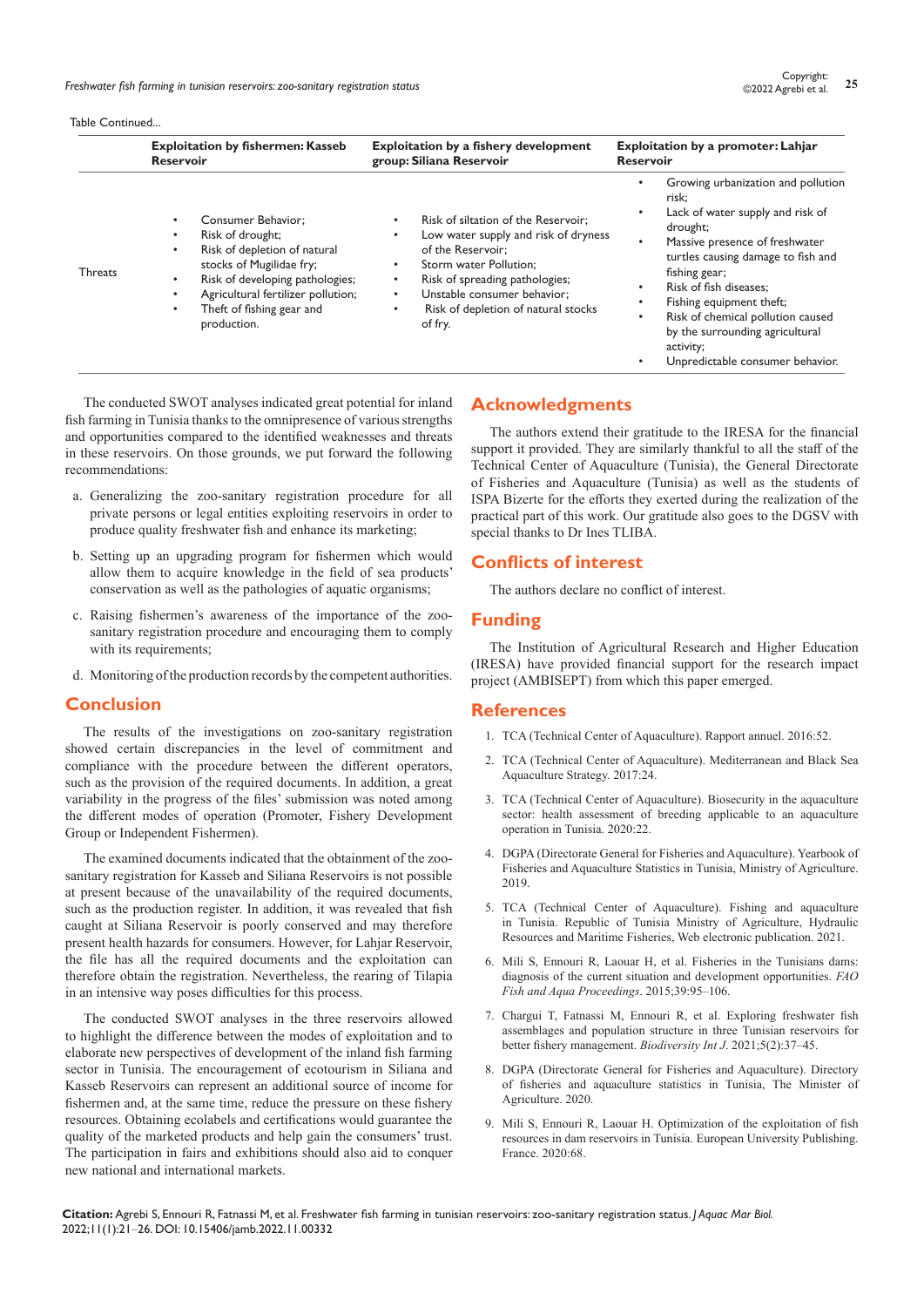Table Continued...

| | Exploitation by fishermen: Kasseb Reservoir | Exploitation by a fishery development group: Siliana Reservoir | Exploitation by a promoter: Lahjar Reservoir |
|---|---|---|---|
| Threats | • Consumer Behavior; • Risk of drought; • Risk of depletion of natural stocks of Mugilidae fry; • Risk of developing pathologies; • Agricultural fertilizer pollution; • Theft of fishing gear and production. | • Risk of siltation of the Reservoir; • Low water supply and risk of dryness of the Reservoir; • Storm water Pollution; • Risk of spreading pathologies; • Unstable consumer behavior; • Risk of depletion of natural stocks of fry. | • Growing urbanization and pollution risk; • Lack of water supply and risk of drought; • Massive presence of freshwater turtles causing damage to fish and fishing gear; • Risk of fish diseases; • Fishing equipment theft; • Risk of chemical pollution caused by the surrounding agricultural activity; • Unpredictable consumer behavior. |

The conducted SWOT analyses indicated great potential for inland fish farming in Tunisia thanks to the omnipresence of various strengths and opportunities compared to the identified weaknesses and threats in these reservoirs. On those grounds, we put forward the following recommendations:

a. Generalizing the zoo-sanitary registration procedure for all private persons or legal entities exploiting reservoirs in order to produce quality freshwater fish and enhance its marketing;

b. Setting up an upgrading program for fishermen which would allow them to acquire knowledge in the field of sea products' conservation as well as the pathologies of aquatic organisms;

c. Raising fishermen's awareness of the importance of the zoo-sanitary registration procedure and encouraging them to comply with its requirements;

d. Monitoring of the production records by the competent authorities.

## Conclusion

The results of the investigations on zoo-sanitary registration showed certain discrepancies in the level of commitment and compliance with the procedure between the different operators, such as the provision of the required documents. In addition, a great variability in the progress of the files' submission was noted among the different modes of operation (Promoter, Fishery Development Group or Independent Fishermen).

The examined documents indicated that the obtainment of the zoo-sanitary registration for Kasseb and Siliana Reservoirs is not possible at present because of the unavailability of the required documents, such as the production register. In addition, it was revealed that fish caught at Siliana Reservoir is poorly conserved and may therefore present health hazards for consumers. However, for Lahjar Reservoir, the file has all the required documents and the exploitation can therefore obtain the registration. Nevertheless, the rearing of Tilapia in an intensive way poses difficulties for this process.

The conducted SWOT analyses in the three reservoirs allowed to highlight the difference between the modes of exploitation and to elaborate new perspectives of development of the inland fish farming sector in Tunisia. The encouragement of ecotourism in Siliana and Kasseb Reservoirs can represent an additional source of income for fishermen and, at the same time, reduce the pressure on these fishery resources. Obtaining ecolabels and certifications would guarantee the quality of the marketed products and help gain the consumers' trust. The participation in fairs and exhibitions should also aid to conquer new national and international markets.

## Acknowledgments

The authors extend their gratitude to the IRESA for the financial support it provided. They are similarly thankful to all the staff of the Technical Center of Aquaculture (Tunisia), the General Directorate of Fisheries and Aquaculture (Tunisia) as well as the students of ISPA Bizerte for the efforts they exerted during the realization of the practical part of this work. Our gratitude also goes to the DGSV with special thanks to Dr Ines TLIBA.

## Conflicts of interest

The authors declare no conflict of interest.

## Funding

The Institution of Agricultural Research and Higher Education (IRESA) have provided financial support for the research impact project (AMBISEPT) from which this paper emerged.

## References

1. TCA (Technical Center of Aquaculture). Rapport annuel. 2016:52.
2. TCA (Technical Center of Aquaculture). Mediterranean and Black Sea Aquaculture Strategy. 2017:24.
3. TCA (Technical Center of Aquaculture). Biosecurity in the aquaculture sector: health assessment of breeding applicable to an aquaculture operation in Tunisia. 2020:22.
4. DGPA (Directorate General for Fisheries and Aquaculture). Yearbook of Fisheries and Aquaculture Statistics in Tunisia, Ministry of Agriculture. 2019.
5. TCA (Technical Center of Aquaculture). Fishing and aquaculture in Tunisia. Republic of Tunisia Ministry of Agriculture, Hydraulic Resources and Maritime Fisheries, Web electronic publication. 2021.
6. Mili S, Ennouri R, Laouar H, et al. Fisheries in the Tunisians dams: diagnosis of the current situation and development opportunities. *FAO Fish and Aqua Proceedings*. 2015;39:95–106.
7. Chargui T, Fatnassi M, Ennouri R, et al. Exploring freshwater fish assemblages and population structure in three Tunisian reservoirs for better fishery management. *Biodiversity Int J*. 2021;5(2):37–45.
8. DGPA (Directorate General for Fisheries and Aquaculture). Directory of fisheries and aquaculture statistics in Tunisia, The Minister of Agriculture. 2020.
9. Mili S, Ennouri R, Laouar H. Optimization of the exploitation of fish resources in dam reservoirs in Tunisia. European University Publishing. France. 2020:68.

**Citation:** Agrebi S, Ennouri R, Fatnassi M, et al. Freshwater fish farming in tunisian reservoirs: zoo-sanitary registration status. *J Aquac Mar Biol.* 2022;11(1):21–26. DOI: 10.15406/jamb.2022.11.00332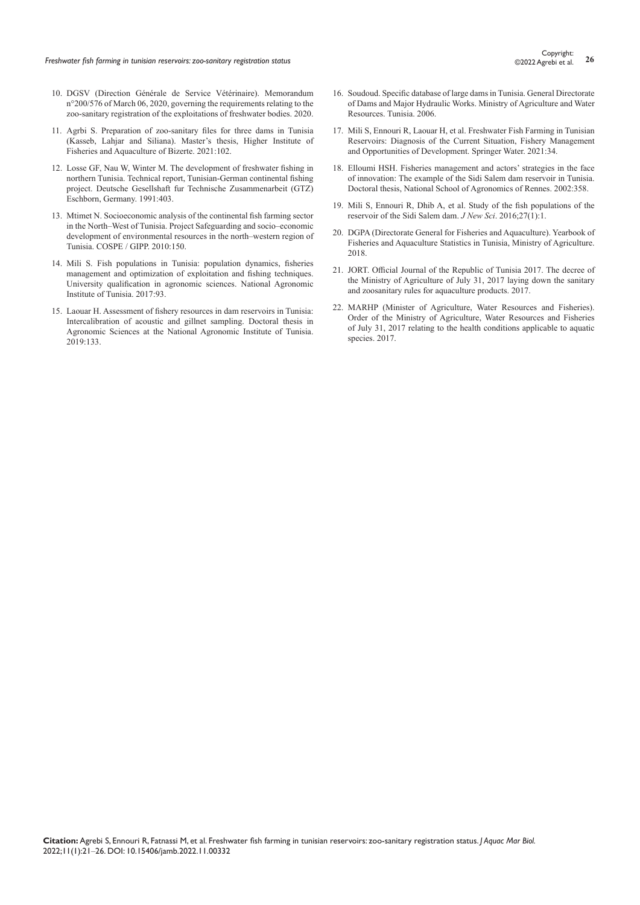10. DGSV (Direction Générale de Service Vétérinaire). Memorandum n°200/576 of March 06, 2020, governing the requirements relating to the zoo-sanitary registration of the exploitations of freshwater bodies. 2020.
11. Agrbi S. Preparation of zoo-sanitary files for three dams in Tunisia (Kasseb, Lahjar and Siliana). Master's thesis, Higher Institute of Fisheries and Aquaculture of Bizerte. 2021:102.
12. Losse GF, Nau W, Winter M. The development of freshwater fishing in northern Tunisia. Technical report, Tunisian-German continental fishing project. Deutsche Gesellshaft fur Technische Zusammenarbeit (GTZ) Eschborn, Germany. 1991:403.
13. Mtimet N. Socioeconomic analysis of the continental fish farming sector in the North–West of Tunisia. Project Safeguarding and socio–economic development of environmental resources in the north–western region of Tunisia. COSPE / GIPP. 2010:150.
14. Mili S. Fish populations in Tunisia: population dynamics, fisheries management and optimization of exploitation and fishing techniques. University qualification in agronomic sciences. National Agronomic Institute of Tunisia. 2017:93.
15. Laouar H. Assessment of fishery resources in dam reservoirs in Tunisia: Intercalibration of acoustic and gillnet sampling. Doctoral thesis in Agronomic Sciences at the National Agronomic Institute of Tunisia. 2019:133.
16. Soudoud. Specific database of large dams in Tunisia. General Directorate of Dams and Major Hydraulic Works. Ministry of Agriculture and Water Resources. Tunisia. 2006.
17. Mili S, Ennouri R, Laouar H, et al. Freshwater Fish Farming in Tunisian Reservoirs: Diagnosis of the Current Situation, Fishery Management and Opportunities of Development. Springer Water. 2021:34.
18. Elloumi HSH. Fisheries management and actors' strategies in the face of innovation: The example of the Sidi Salem dam reservoir in Tunisia. Doctoral thesis, National School of Agronomics of Rennes. 2002:358.
19. Mili S, Ennouri R, Dhib A, et al. Study of the fish populations of the reservoir of the Sidi Salem dam. *J New Sci*. 2016;27(1):1.
20. DGPA (Directorate General for Fisheries and Aquaculture). Yearbook of Fisheries and Aquaculture Statistics in Tunisia, Ministry of Agriculture. 2018.
21. JORT. Official Journal of the Republic of Tunisia 2017. The decree of the Ministry of Agriculture of July 31, 2017 laying down the sanitary and zoosanitary rules for aquaculture products. 2017.
22. MARHP (Minister of Agriculture, Water Resources and Fisheries). Order of the Ministry of Agriculture, Water Resources and Fisheries of July 31, 2017 relating to the health conditions applicable to aquatic species. 2017.